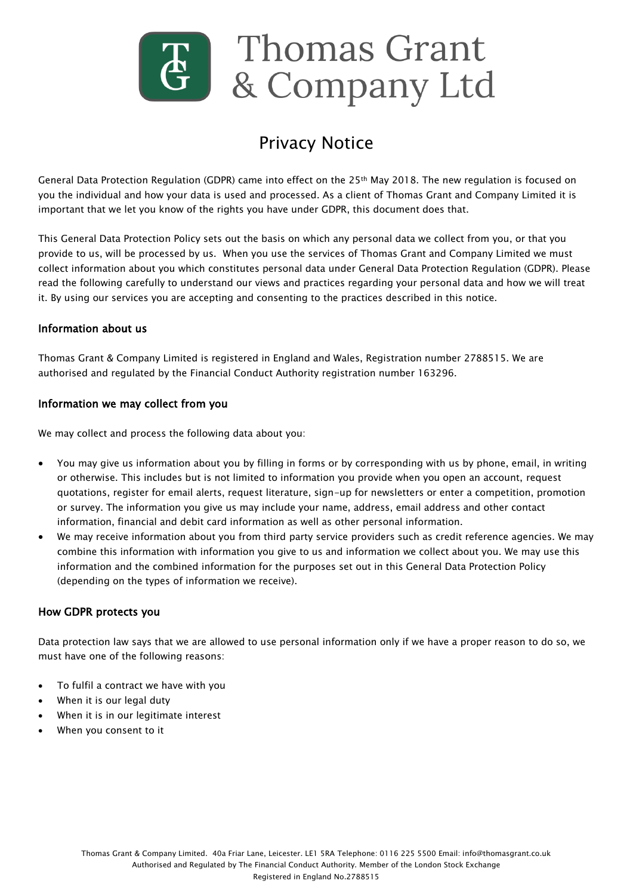# Thomas Grant & Company Ltd

## Privacy Notice

General Data Protection Regulation (GDPR) came into effect on the 25th May 2018. The new regulation is focused on you the individual and how your data is used and processed. As a client of Thomas Grant and Company Limited it is important that we let you know of the rights you have under GDPR, this document does that.

This General Data Protection Policy sets out the basis on which any personal data we collect from you, or that you provide to us, will be processed by us. When you use the services of Thomas Grant and Company Limited we must collect information about you which constitutes personal data under General Data Protection Regulation (GDPR). Please read the following carefully to understand our views and practices regarding your personal data and how we will treat it. By using our services you are accepting and consenting to the practices described in this notice.

### Information about us

Thomas Grant & Company Limited is registered in England and Wales, Registration number 2788515. We are authorised and regulated by the Financial Conduct Authority registration number 163296.

### Information we may collect from you

We may collect and process the following data about you:

- You may give us information about you by filling in forms or by corresponding with us by phone, email, in writing or otherwise. This includes but is not limited to information you provide when you open an account, request quotations, register for email alerts, request literature, sign-up for newsletters or enter a competition, promotion or survey. The information you give us may include your name, address, email address and other contact information, financial and debit card information as well as other personal information.
- We may receive information about you from third party service providers such as credit reference agencies. We may combine this information with information you give to us and information we collect about you. We may use this information and the combined information for the purposes set out in this General Data Protection Policy (depending on the types of information we receive).

### How GDPR protects you

Data protection law says that we are allowed to use personal information only if we have a proper reason to do so, we must have one of the following reasons:

- To fulfil a contract we have with you
- When it is our legal duty
- When it is in our legitimate interest
- When you consent to it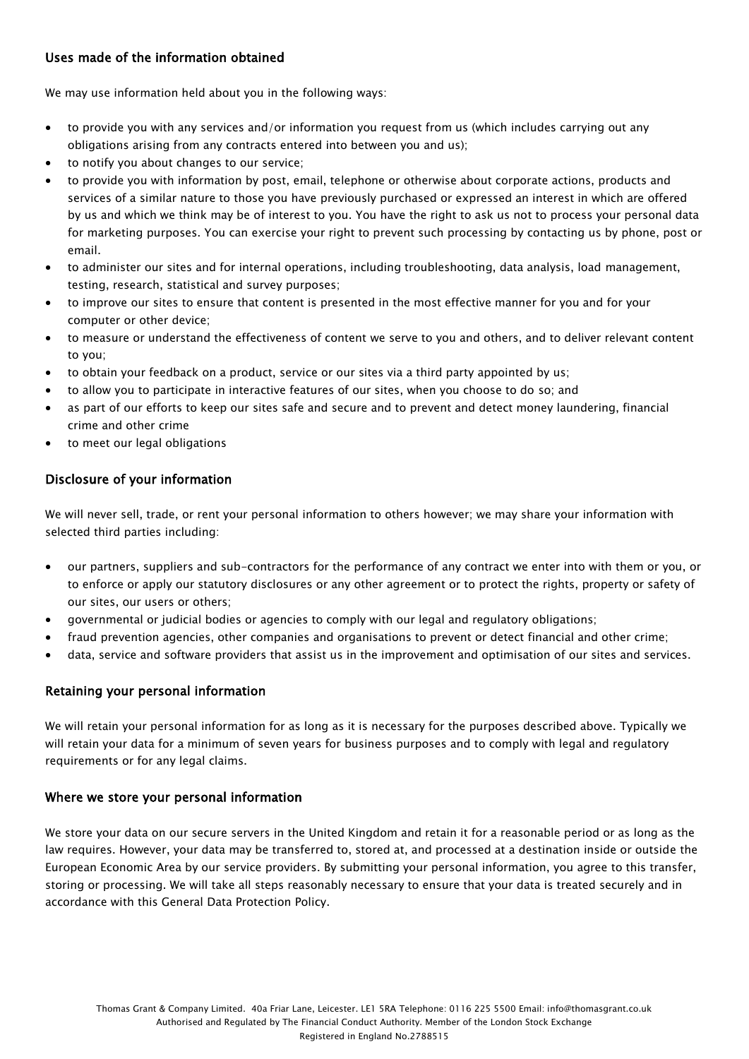## Uses made of the information obtained

We may use information held about you in the following ways:

- to provide you with any services and/or information you request from us (which includes carrying out any obligations arising from any contracts entered into between you and us);
- to notify you about changes to our service;
- to provide you with information by post, email, telephone or otherwise about corporate actions, products and services of a similar nature to those you have previously purchased or expressed an interest in which are offered by us and which we think may be of interest to you. You have the right to ask us not to process your personal data for marketing purposes. You can exercise your right to prevent such processing by contacting us by phone, post or email.
- to administer our sites and for internal operations, including troubleshooting, data analysis, load management, testing, research, statistical and survey purposes;
- to improve our sites to ensure that content is presented in the most effective manner for you and for your computer or other device;
- to measure or understand the effectiveness of content we serve to you and others, and to deliver relevant content to you;
- to obtain your feedback on a product, service or our sites via a third party appointed by us;
- to allow you to participate in interactive features of our sites, when you choose to do so; and
- as part of our efforts to keep our sites safe and secure and to prevent and detect money laundering, financial crime and other crime
- to meet our legal obligations

## Disclosure of your information

We will never sell, trade, or rent your personal information to others however; we may share your information with selected third parties including:

- our partners, suppliers and sub-contractors for the performance of any contract we enter into with them or you, or to enforce or apply our statutory disclosures or any other agreement or to protect the rights, property or safety of our sites, our users or others;
- governmental or judicial bodies or agencies to comply with our legal and regulatory obligations;
- fraud prevention agencies, other companies and organisations to prevent or detect financial and other crime;
- data, service and software providers that assist us in the improvement and optimisation of our sites and services.

## Retaining your personal information

We will retain your personal information for as long as it is necessary for the purposes described above. Typically we will retain your data for a minimum of seven years for business purposes and to comply with legal and regulatory requirements or for any legal claims.

## Where we store your personal information

We store your data on our secure servers in the United Kingdom and retain it for a reasonable period or as long as the law requires. However, your data may be transferred to, stored at, and processed at a destination inside or outside the European Economic Area by our service providers. By submitting your personal information, you agree to this transfer, storing or processing. We will take all steps reasonably necessary to ensure that your data is treated securely and in accordance with this General Data Protection Policy.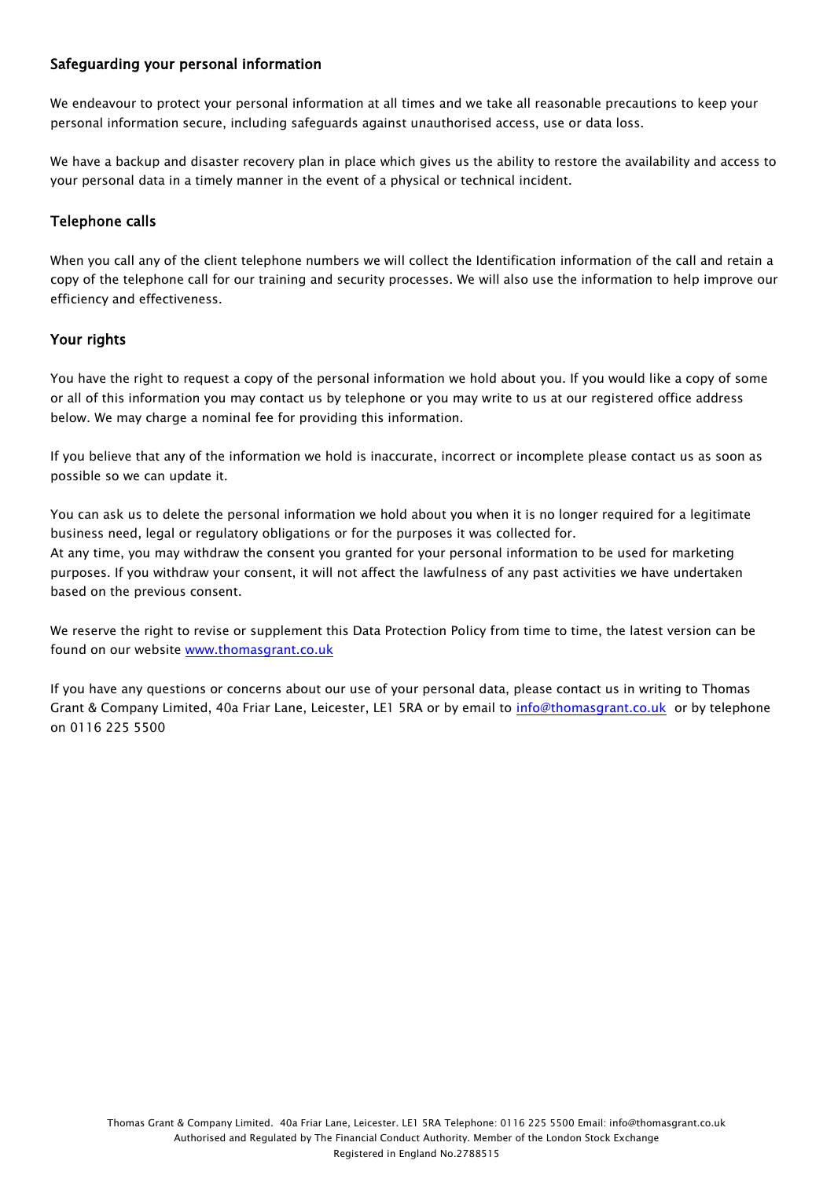## Safeguarding your personal information

We endeavour to protect your personal information at all times and we take all reasonable precautions to keep your personal information secure, including safeguards against unauthorised access, use or data loss.

We have a backup and disaster recovery plan in place which gives us the ability to restore the availability and access to your personal data in a timely manner in the event of a physical or technical incident.

## Telephone calls

When you call any of the client telephone numbers we will collect the Identification information of the call and retain a copy of the telephone call for our training and security processes. We will also use the information to help improve our efficiency and effectiveness.

## Your rights

You have the right to request a copy of the personal information we hold about you. If you would like a copy of some or all of this information you may contact us by telephone or you may write to us at our registered office address below. We may charge a nominal fee for providing this information.

If you believe that any of the information we hold is inaccurate, incorrect or incomplete please contact us as soon as possible so we can update it.

You can ask us to delete the personal information we hold about you when it is no longer required for a legitimate business need, legal or regulatory obligations or for the purposes it was collected for.
At any time, you may withdraw the consent you granted for your personal information to be used for marketing purposes. If you withdraw your consent, it will not affect the lawfulness of any past activities we have undertaken based on the previous consent.

We reserve the right to revise or supplement this Data Protection Policy from time to time, the latest version can be found on our website [www.thomasgrant.co.uk](http://www.thomasgrant.co.uk)

If you have any questions or concerns about our use of your personal data, please contact us in writing to Thomas Grant & Company Limited, 40a Friar Lane, Leicester, LE1 5RA or by email to [info@thomasgrant.co.uk](mailto:info@thomasgrant.co.uk) or by telephone on 0116 225 5500

Thomas Grant & Company Limited. 40a Friar Lane, Leicester. LE1 5RA Telephone: 0116 225 5500 Email: info@thomasgrant.co.uk
Authorised and Regulated by The Financial Conduct Authority. Member of the London Stock Exchange
Registered in England No.2788515